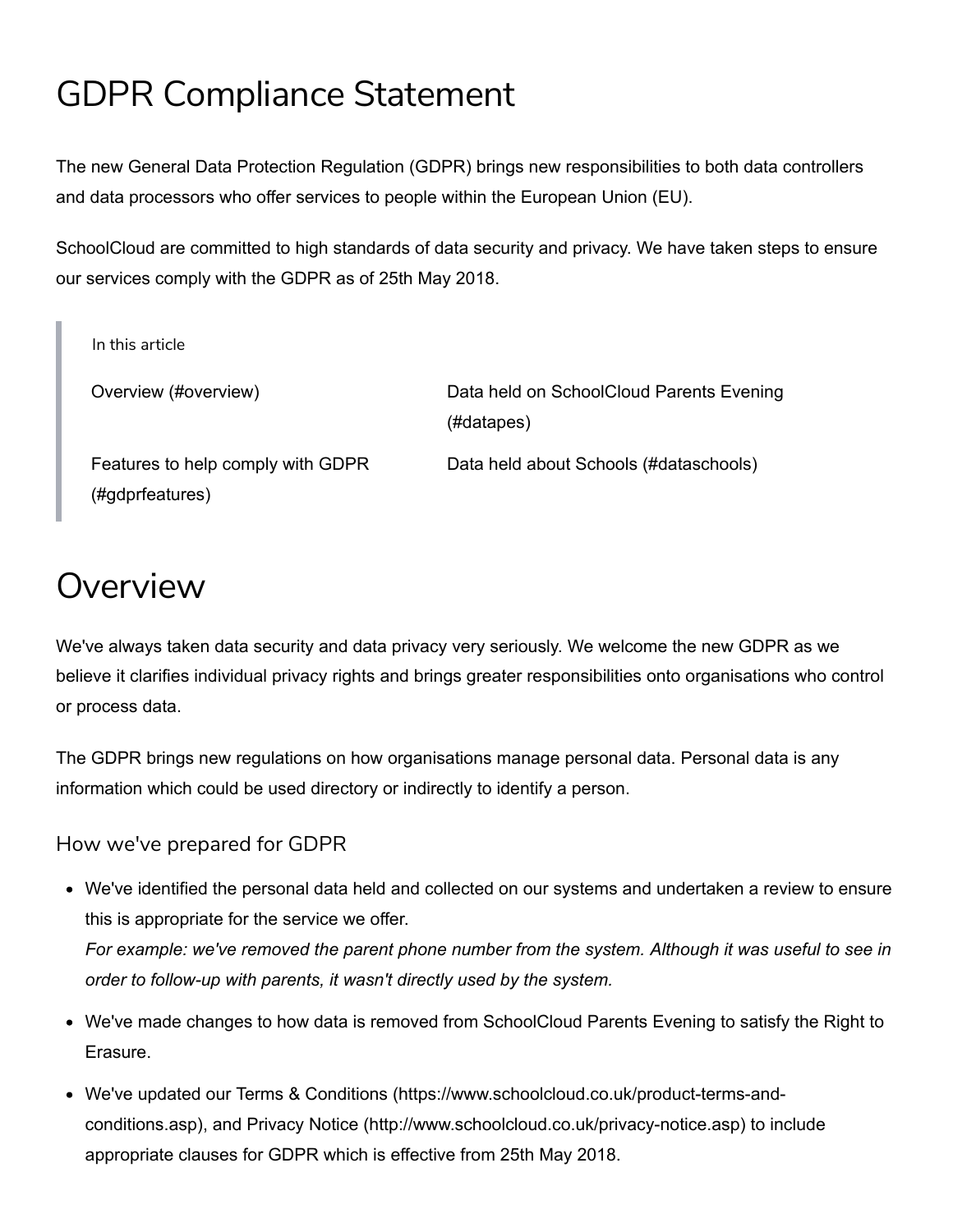# GDPR Compliance Statement

The new General Data Protection Regulation (GDPR) brings new responsibilities to both data controllers and data processors who offer services to people within the European Union (EU).

SchoolCloud are committed to high standards of data security and privacy. We have taken steps to ensure our services comply with the GDPR as of 25th May 2018.

> In this article
>
> - Overview (#overview)
> - Features to help comply with GDPR (#gdprfeatures)
> - Data held on SchoolCloud Parents Evening (#datapes)
> - Data held about Schools (#dataschools)

# Overview

We've always taken data security and data privacy very seriously. We welcome the new GDPR as we believe it clarifies individual privacy rights and brings greater responsibilities onto organisations who control or process data.

The GDPR brings new regulations on how organisations manage personal data. Personal data is any information which could be used directory or indirectly to identify a person.

### How we've prepared for GDPR

- We've identified the personal data held and collected on our systems and undertaken a review to ensure this is appropriate for the service we offer.
  *For example: we've removed the parent phone number from the system. Although it was useful to see in order to follow-up with parents, it wasn't directly used by the system.*
- We've made changes to how data is removed from SchoolCloud Parents Evening to satisfy the Right to Erasure.
- We've updated our Terms & Conditions (https://www.schoolcloud.co.uk/product-terms-and-conditions.asp), and Privacy Notice (http://www.schoolcloud.co.uk/privacy-notice.asp) to include appropriate clauses for GDPR which is effective from 25th May 2018.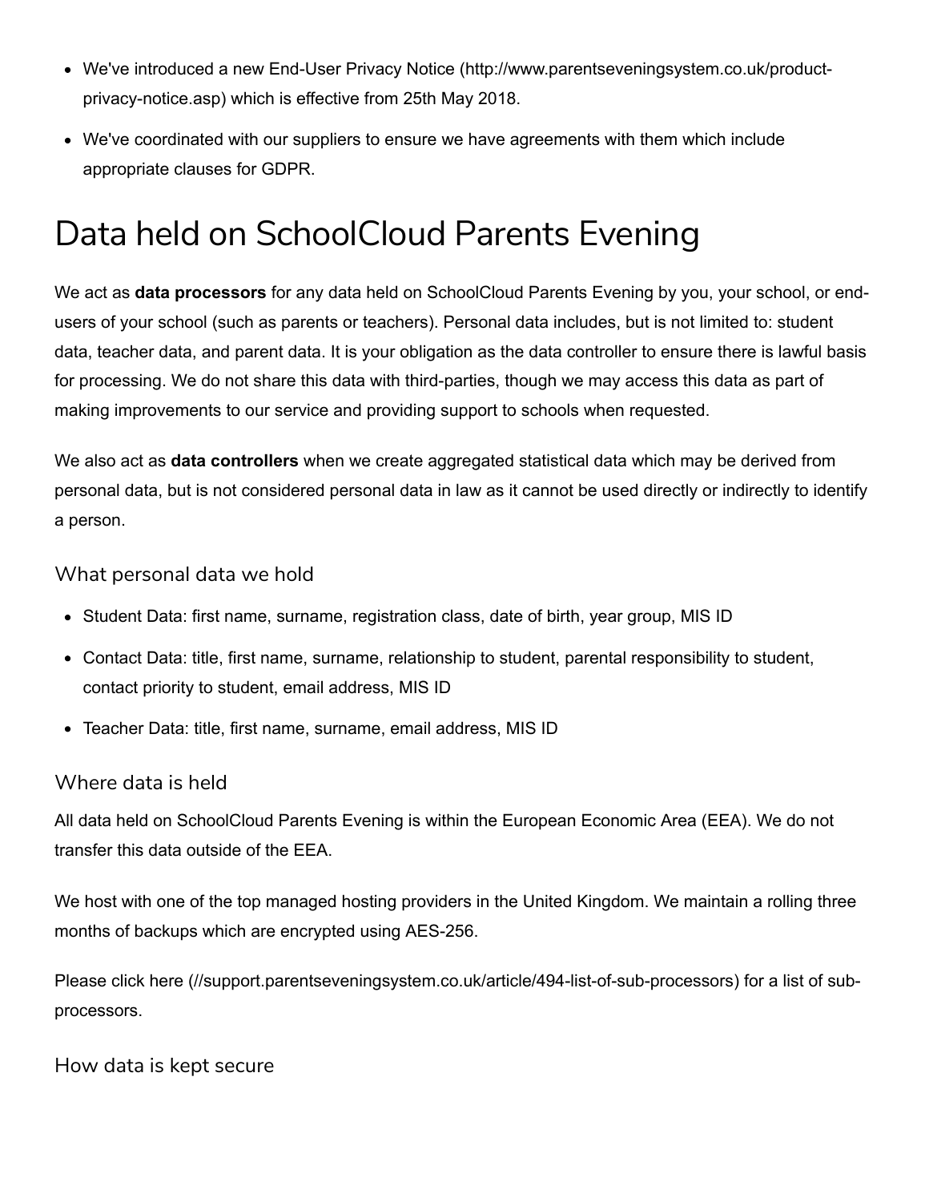- We've introduced a new End-User Privacy Notice (http://www.parentseveningsystem.co.uk/product-privacy-notice.asp) which is effective from 25th May 2018.
- We've coordinated with our suppliers to ensure we have agreements with them which include appropriate clauses for GDPR.

# Data held on SchoolCloud Parents Evening

We act as **data processors** for any data held on SchoolCloud Parents Evening by you, your school, or end-users of your school (such as parents or teachers). Personal data includes, but is not limited to: student data, teacher data, and parent data. It is your obligation as the data controller to ensure there is lawful basis for processing. We do not share this data with third-parties, though we may access this data as part of making improvements to our service and providing support to schools when requested.

We also act as **data controllers** when we create aggregated statistical data which may be derived from personal data, but is not considered personal data in law as it cannot be used directly or indirectly to identify a person.

### What personal data we hold

- Student Data: first name, surname, registration class, date of birth, year group, MIS ID
- Contact Data: title, first name, surname, relationship to student, parental responsibility to student, contact priority to student, email address, MIS ID
- Teacher Data: title, first name, surname, email address, MIS ID

### Where data is held

All data held on SchoolCloud Parents Evening is within the European Economic Area (EEA). We do not transfer this data outside of the EEA.

We host with one of the top managed hosting providers in the United Kingdom. We maintain a rolling three months of backups which are encrypted using AES-256.

Please click here (//support.parentseveningsystem.co.uk/article/494-list-of-sub-processors) for a list of sub-processors.

### How data is kept secure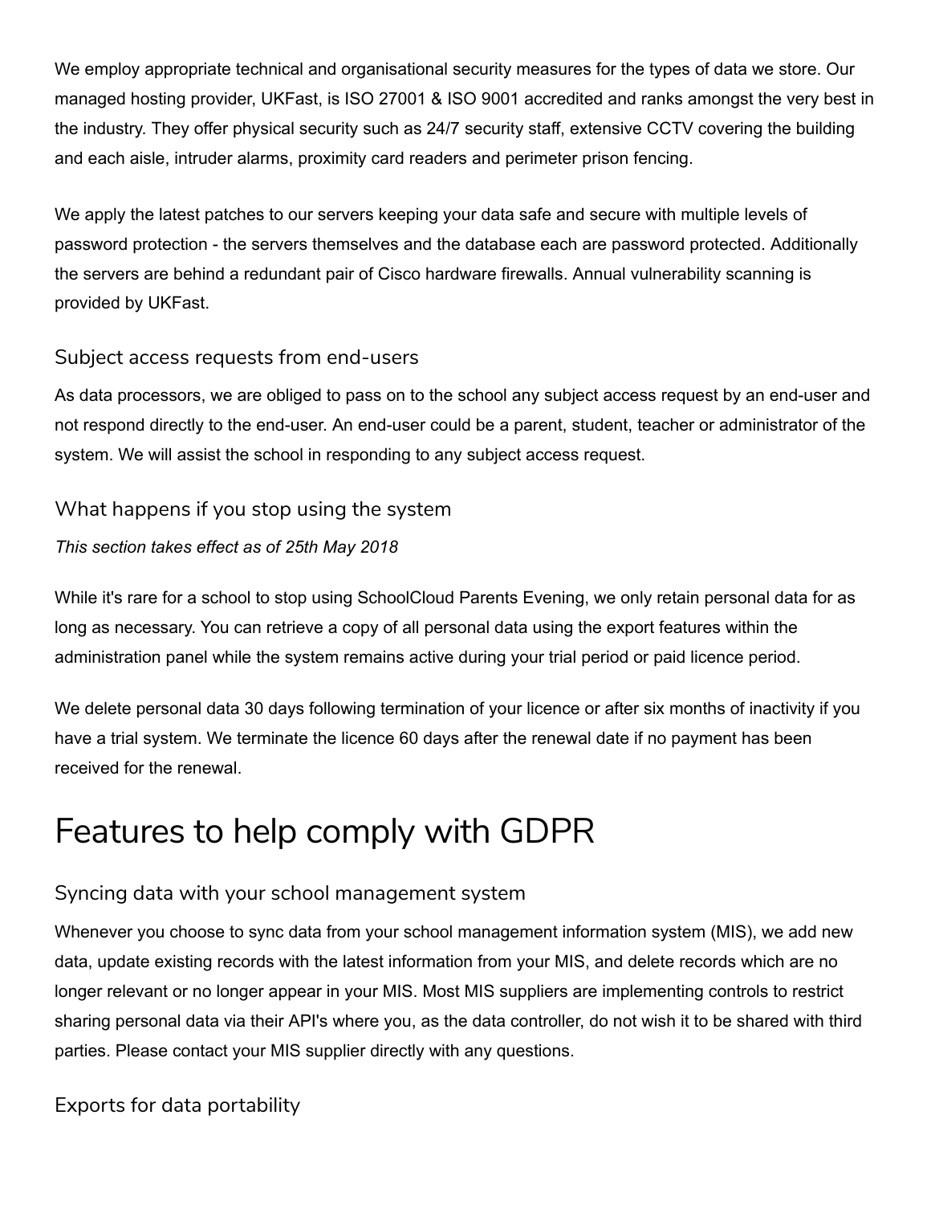We employ appropriate technical and organisational security measures for the types of data we store. Our managed hosting provider, UKFast, is ISO 27001 & ISO 9001 accredited and ranks amongst the very best in the industry. They offer physical security such as 24/7 security staff, extensive CCTV covering the building and each aisle, intruder alarms, proximity card readers and perimeter prison fencing.

We apply the latest patches to our servers keeping your data safe and secure with multiple levels of password protection - the servers themselves and the database each are password protected. Additionally the servers are behind a redundant pair of Cisco hardware firewalls. Annual vulnerability scanning is provided by UKFast.

### Subject access requests from end-users

As data processors, we are obliged to pass on to the school any subject access request by an end-user and not respond directly to the end-user. An end-user could be a parent, student, teacher or administrator of the system. We will assist the school in responding to any subject access request.

### What happens if you stop using the system

*This section takes effect as of 25th May 2018*

While it's rare for a school to stop using SchoolCloud Parents Evening, we only retain personal data for as long as necessary. You can retrieve a copy of all personal data using the export features within the administration panel while the system remains active during your trial period or paid licence period.

We delete personal data 30 days following termination of your licence or after six months of inactivity if you have a trial system. We terminate the licence 60 days after the renewal date if no payment has been received for the renewal.

## Features to help comply with GDPR

### Syncing data with your school management system

Whenever you choose to sync data from your school management information system (MIS), we add new data, update existing records with the latest information from your MIS, and delete records which are no longer relevant or no longer appear in your MIS. Most MIS suppliers are implementing controls to restrict sharing personal data via their API's where you, as the data controller, do not wish it to be shared with third parties. Please contact your MIS supplier directly with any questions.

### Exports for data portability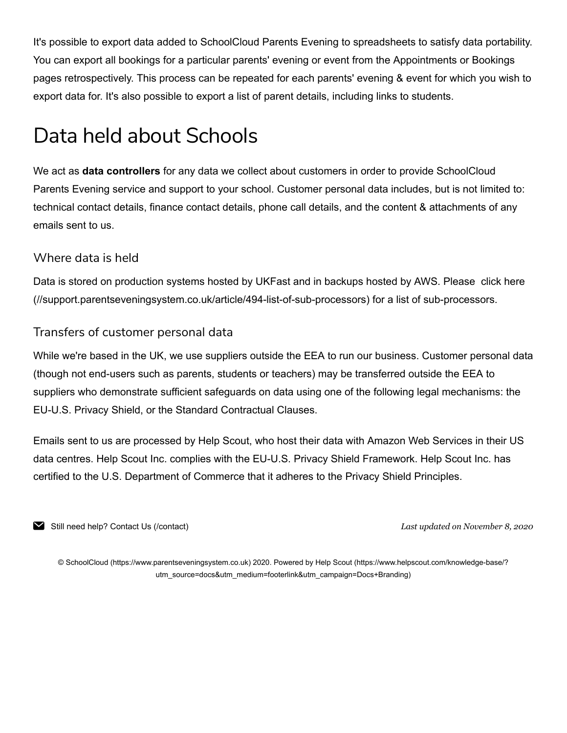It's possible to export data added to SchoolCloud Parents Evening to spreadsheets to satisfy data portability. You can export all bookings for a particular parents' evening or event from the Appointments or Bookings pages retrospectively. This process can be repeated for each parents' evening & event for which you wish to export data for. It's also possible to export a list of parent details, including links to students.

# Data held about Schools

We act as **data controllers** for any data we collect about customers in order to provide SchoolCloud Parents Evening service and support to your school. Customer personal data includes, but is not limited to: technical contact details, finance contact details, phone call details, and the content & attachments of any emails sent to us.

## Where data is held

Data is stored on production systems hosted by UKFast and in backups hosted by AWS. Please click here (//support.parentseveningsystem.co.uk/article/494-list-of-sub-processors) for a list of sub-processors.

## Transfers of customer personal data

While we're based in the UK, we use suppliers outside the EEA to run our business. Customer personal data (though not end-users such as parents, students or teachers) may be transferred outside the EEA to suppliers who demonstrate sufficient safeguards on data using one of the following legal mechanisms: the EU-U.S. Privacy Shield, or the Standard Contractual Clauses.

Emails sent to us are processed by Help Scout, who host their data with Amazon Web Services in their US data centres. Help Scout Inc. complies with the EU-U.S. Privacy Shield Framework. Help Scout Inc. has certified to the U.S. Department of Commerce that it adheres to the Privacy Shield Principles.

Still need help? Contact Us (/contact)

*Last updated on November 8, 2020*

© SchoolCloud (https://www.parentseveningsystem.co.uk) 2020. Powered by Help Scout (https://www.helpscout.com/knowledge-base/?utm_source=docs&utm_medium=footerlink&utm_campaign=Docs+Branding)